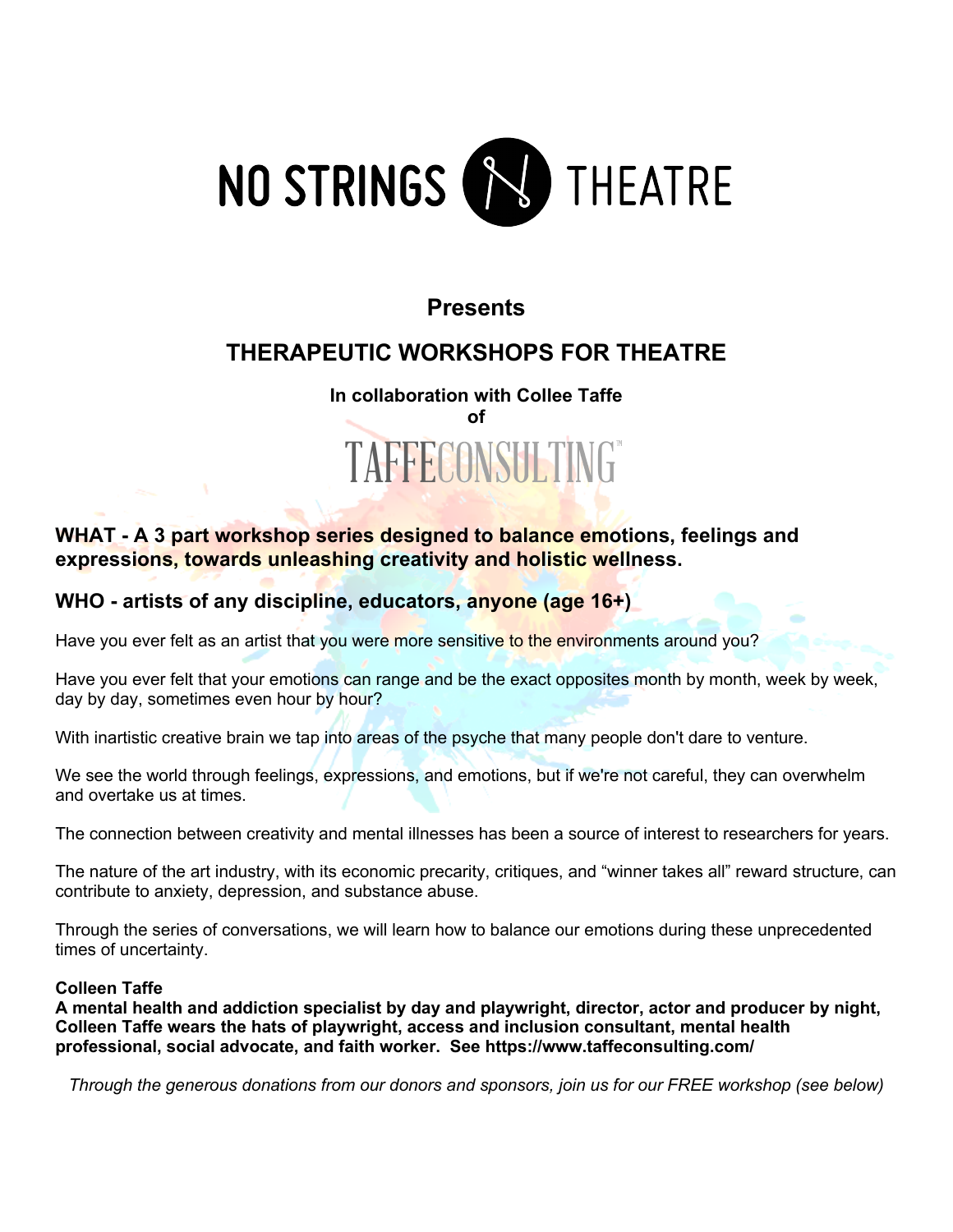# NO STRINGS THEATRE

## Presents

## THERAPEUTIC WORKSHOPS FOR THEATRE

**In collaboration with Collee Taffe**
**of**

TAFFECONSULTING™

### WHAT - A 3 part workshop series designed to balance emotions, feelings and expressions, towards unleashing creativity and holistic wellness.

### WHO - artists of any discipline, educators, anyone (age 16+)

Have you ever felt as an artist that you were more sensitive to the environments around you?

Have you ever felt that your emotions can range and be the exact opposites month by month, week by week, day by day, sometimes even hour by hour?

With inartistic creative brain we tap into areas of the psyche that many people don't dare to venture.

We see the world through feelings, expressions, and emotions, but if we're not careful, they can overwhelm and overtake us at times.

The connection between creativity and mental illnesses has been a source of interest to researchers for years.

The nature of the art industry, with its economic precarity, critiques, and "winner takes all" reward structure, can contribute to anxiety, depression, and substance abuse.

Through the series of conversations, we will learn how to balance our emotions during these unprecedented times of uncertainty.

**Colleen Taffe**
**A mental health and addiction specialist by day and playwright, director, actor and producer by night, Colleen Taffe wears the hats of playwright, access and inclusion consultant, mental health professional, social advocate, and faith worker. See https://www.taffeconsulting.com/**

*Through the generous donations from our donors and sponsors, join us for our FREE workshop (see below)*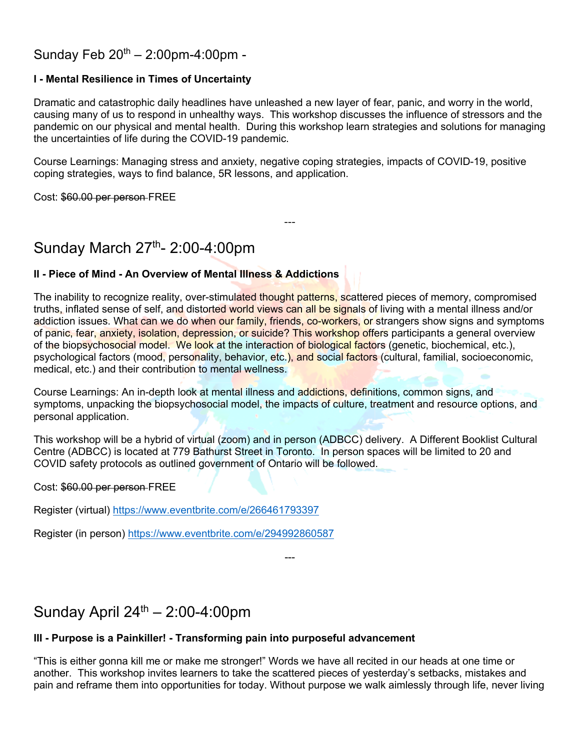## Sunday Feb 20th – 2:00pm-4:00pm -

**I - Mental Resilience in Times of Uncertainty**

Dramatic and catastrophic daily headlines have unleashed a new layer of fear, panic, and worry in the world, causing many of us to respond in unhealthy ways. This workshop discusses the influence of stressors and the pandemic on our physical and mental health. During this workshop learn strategies and solutions for managing the uncertainties of life during the COVID-19 pandemic.

Course Learnings: Managing stress and anxiety, negative coping strategies, impacts of COVID-19, positive coping strategies, ways to find balance, 5R lessons, and application.

Cost: ~~$60.00 per person~~ FREE

---

## Sunday March 27th- 2:00-4:00pm

**II - Piece of Mind - An Overview of Mental Illness & Addictions**

The inability to recognize reality, over-stimulated thought patterns, scattered pieces of memory, compromised truths, inflated sense of self, and distorted world views can all be signals of living with a mental illness and/or addiction issues. What can we do when our family, friends, co-workers, or strangers show signs and symptoms of panic, fear, anxiety, isolation, depression, or suicide? This workshop offers participants a general overview of the biopsychosocial model. We look at the interaction of biological factors (genetic, biochemical, etc.), psychological factors (mood, personality, behavior, etc.), and social factors (cultural, familial, socioeconomic, medical, etc.) and their contribution to mental wellness.

Course Learnings: An in-depth look at mental illness and addictions, definitions, common signs, and symptoms, unpacking the biopsychosocial model, the impacts of culture, treatment and resource options, and personal application.

This workshop will be a hybrid of virtual (zoom) and in person (ADBCC) delivery. A Different Booklist Cultural Centre (ADBCC) is located at 779 Bathurst Street in Toronto. In person spaces will be limited to 20 and COVID safety protocols as outlined government of Ontario will be followed.

Cost: ~~$60.00 per person~~ FREE

Register (virtual) https://www.eventbrite.com/e/266461793397

Register (in person) https://www.eventbrite.com/e/294992860587

---

## Sunday April 24th – 2:00-4:00pm

**III - Purpose is a Painkiller! - Transforming pain into purposeful advancement**

"This is either gonna kill me or make me stronger!" Words we have all recited in our heads at one time or another. This workshop invites learners to take the scattered pieces of yesterday's setbacks, mistakes and pain and reframe them into opportunities for today. Without purpose we walk aimlessly through life, never living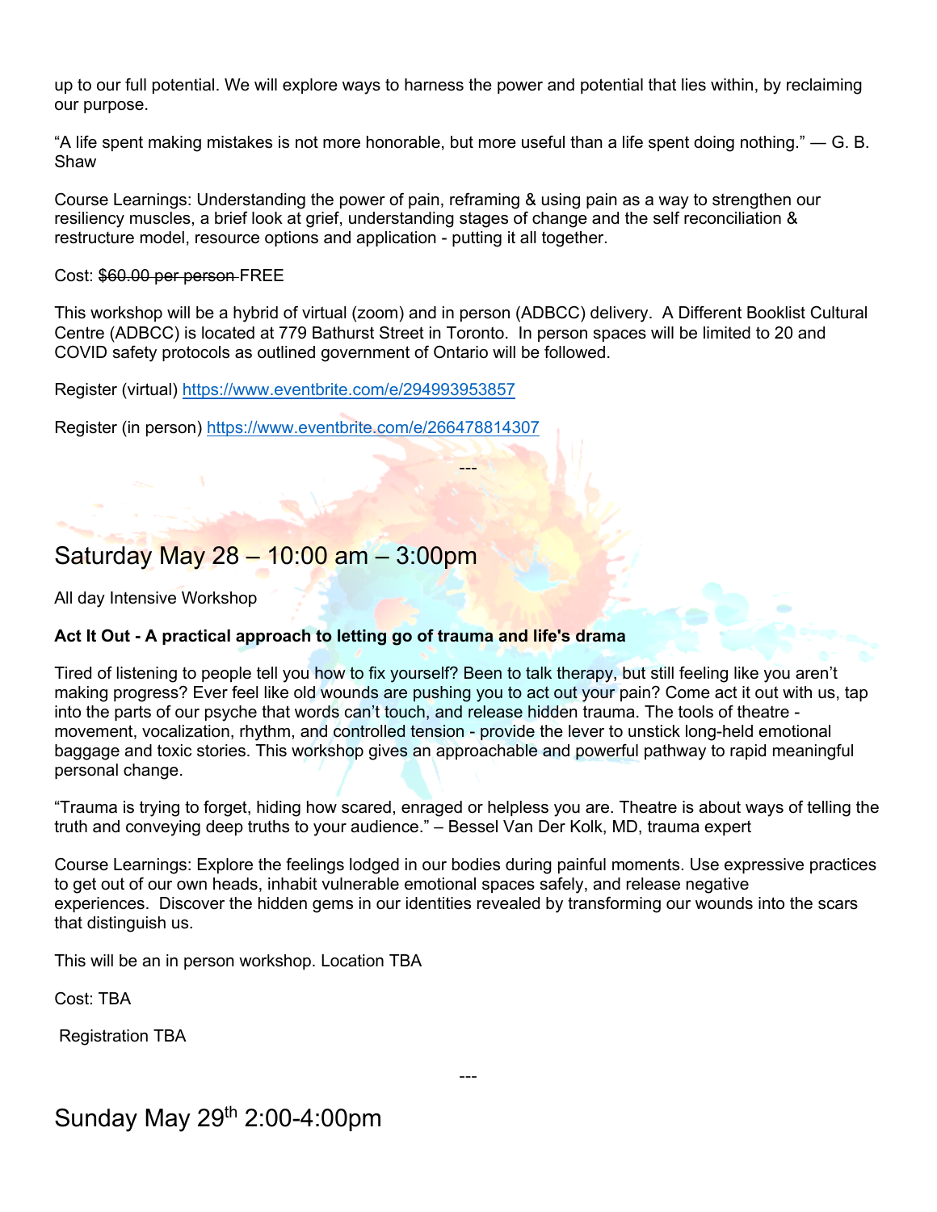up to our full potential. We will explore ways to harness the power and potential that lies within, by reclaiming our purpose.

"A life spent making mistakes is not more honorable, but more useful than a life spent doing nothing." — G. B. Shaw

Course Learnings: Understanding the power of pain, reframing & using pain as a way to strengthen our resiliency muscles, a brief look at grief, understanding stages of change and the self reconciliation & restructure model, resource options and application - putting it all together.

Cost: ~~$60.00 per person~~ FREE

This workshop will be a hybrid of virtual (zoom) and in person (ADBCC) delivery. A Different Booklist Cultural Centre (ADBCC) is located at 779 Bathurst Street in Toronto. In person spaces will be limited to 20 and COVID safety protocols as outlined government of Ontario will be followed.

Register (virtual) https://www.eventbrite.com/e/294993953857

Register (in person) https://www.eventbrite.com/e/266478814307

---

## Saturday May 28 – 10:00 am – 3:00pm

All day Intensive Workshop

**Act It Out - A practical approach to letting go of trauma and life's drama**

Tired of listening to people tell you how to fix yourself? Been to talk therapy, but still feeling like you aren't making progress? Ever feel like old wounds are pushing you to act out your pain? Come act it out with us, tap into the parts of our psyche that words can't touch, and release hidden trauma. The tools of theatre - movement, vocalization, rhythm, and controlled tension - provide the lever to unstick long-held emotional baggage and toxic stories. This workshop gives an approachable and powerful pathway to rapid meaningful personal change.

"Trauma is trying to forget, hiding how scared, enraged or helpless you are. Theatre is about ways of telling the truth and conveying deep truths to your audience." – Bessel Van Der Kolk, MD, trauma expert

Course Learnings: Explore the feelings lodged in our bodies during painful moments. Use expressive practices to get out of our own heads, inhabit vulnerable emotional spaces safely, and release negative experiences. Discover the hidden gems in our identities revealed by transforming our wounds into the scars that distinguish us.

This will be an in person workshop. Location TBA

Cost: TBA

Registration TBA

---

## Sunday May 29th 2:00-4:00pm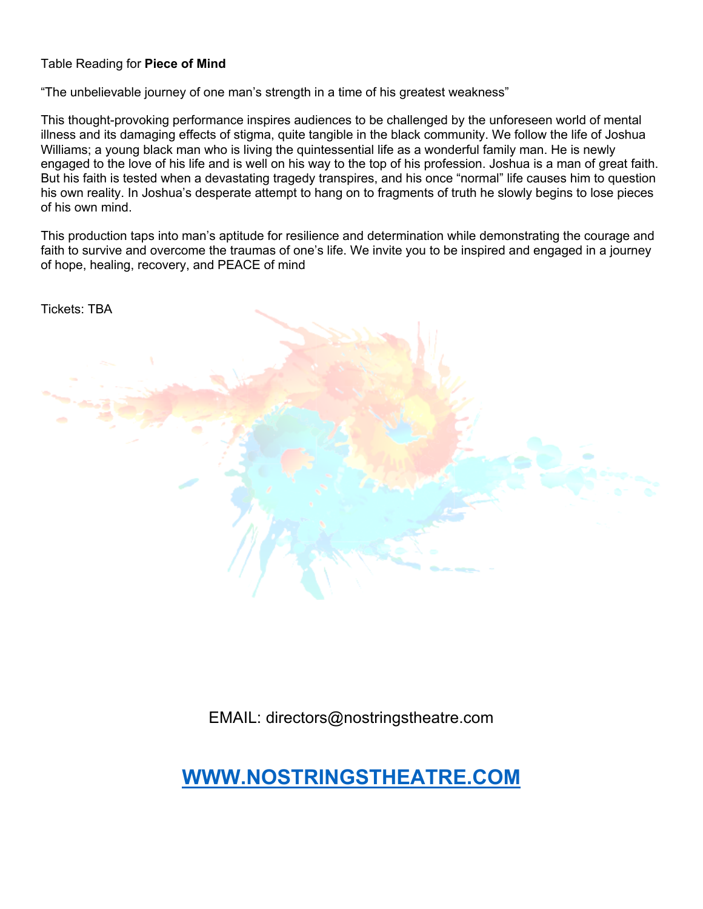Table Reading for **Piece of Mind**

“The unbelievable journey of one man’s strength in a time of his greatest weakness”

This thought-provoking performance inspires audiences to be challenged by the unforeseen world of mental illness and its damaging effects of stigma, quite tangible in the black community. We follow the life of Joshua Williams; a young black man who is living the quintessential life as a wonderful family man. He is newly engaged to the love of his life and is well on his way to the top of his profession. Joshua is a man of great faith. But his faith is tested when a devastating tragedy transpires, and his once “normal” life causes him to question his own reality. In Joshua’s desperate attempt to hang on to fragments of truth he slowly begins to lose pieces of his own mind.

This production taps into man’s aptitude for resilience and determination while demonstrating the courage and faith to survive and overcome the traumas of one’s life. We invite you to be inspired and engaged in a journey of hope, healing, recovery, and PEACE of mind

Tickets: TBA

EMAIL: directors@nostringstheatre.com

**[WWW.NOSTRINGSTHEATRE.COM](http://WWW.NOSTRINGSTHEATRE.COM)**